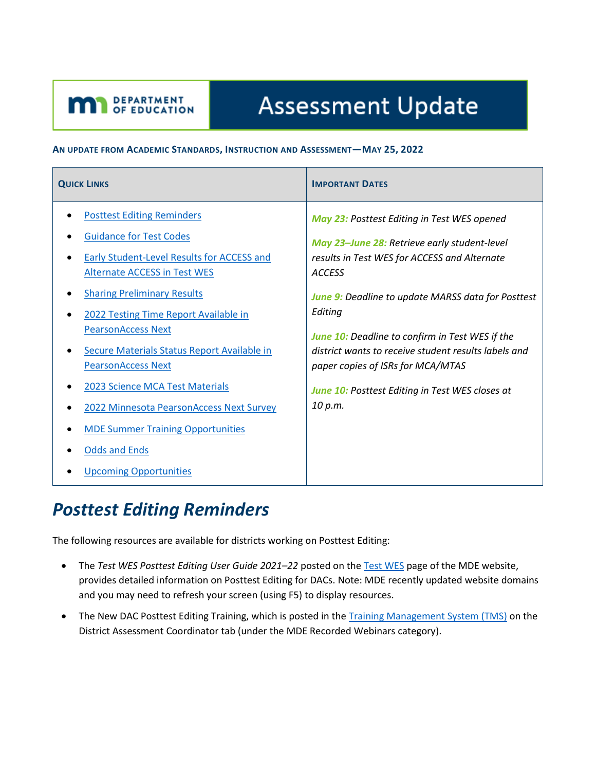# Assessment Update

**AN UPDATE FROM ACADEMIC STANDARDS, INSTRUCTION AND ASSESSMENT—MAY 25, 2022**

| QUICK LINKS | IMPORTANT DATES |
|---|---|
| • Posttest Editing Reminders<br>• Guidance for Test Codes<br>• Early Student-Level Results for ACCESS and Alternate ACCESS in Test WES<br>• Sharing Preliminary Results<br>• 2022 Testing Time Report Available in PearsonAccess Next<br>• Secure Materials Status Report Available in PearsonAccess Next<br>• 2023 Science MCA Test Materials<br>• 2022 Minnesota PearsonAccess Next Survey<br>• MDE Summer Training Opportunities<br>• Odds and Ends<br>• Upcoming Opportunities | ***May 23:*** *Posttest Editing in Test WES opened*<br><br>***May 23–June 28:*** *Retrieve early student-level results in Test WES for ACCESS and Alternate ACCESS*<br><br>***June 9:*** *Deadline to update MARSS data for Posttest Editing*<br><br>***June 10:*** *Deadline to confirm in Test WES if the district wants to receive student results labels and paper copies of ISRs for MCA/MTAS*<br><br>***June 10:*** *Posttest Editing in Test WES closes at 10 p.m.* |

## Posttest Editing Reminders

The following resources are available for districts working on Posttest Editing:

- The *Test WES Posttest Editing User Guide 2021–22* posted on the Test WES page of the MDE website, provides detailed information on Posttest Editing for DACs. Note: MDE recently updated website domains and you may need to refresh your screen (using F5) to display resources.
- The New DAC Posttest Editing Training, which is posted in the Training Management System (TMS) on the District Assessment Coordinator tab (under the MDE Recorded Webinars category).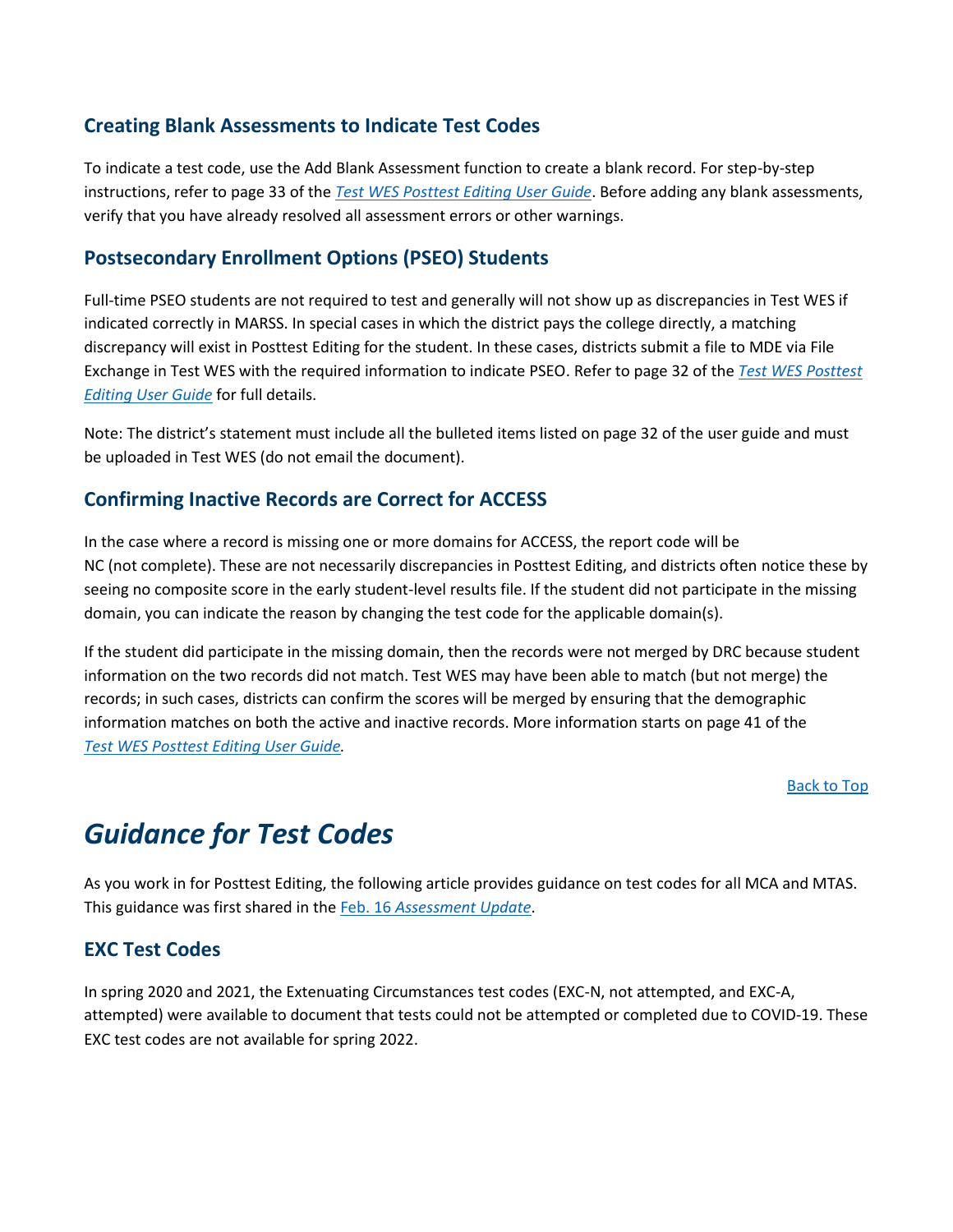### Creating Blank Assessments to Indicate Test Codes

To indicate a test code, use the Add Blank Assessment function to create a blank record. For step-by-step instructions, refer to page 33 of the *Test WES Posttest Editing User Guide*. Before adding any blank assessments, verify that you have already resolved all assessment errors or other warnings.

### Postsecondary Enrollment Options (PSEO) Students

Full-time PSEO students are not required to test and generally will not show up as discrepancies in Test WES if indicated correctly in MARSS. In special cases in which the district pays the college directly, a matching discrepancy will exist in Posttest Editing for the student. In these cases, districts submit a file to MDE via File Exchange in Test WES with the required information to indicate PSEO. Refer to page 32 of the *Test WES Posttest Editing User Guide* for full details.

Note: The district's statement must include all the bulleted items listed on page 32 of the user guide and must be uploaded in Test WES (do not email the document).

### Confirming Inactive Records are Correct for ACCESS

In the case where a record is missing one or more domains for ACCESS, the report code will be NC (not complete). These are not necessarily discrepancies in Posttest Editing, and districts often notice these by seeing no composite score in the early student-level results file. If the student did not participate in the missing domain, you can indicate the reason by changing the test code for the applicable domain(s).

If the student did participate in the missing domain, then the records were not merged by DRC because student information on the two records did not match. Test WES may have been able to match (but not merge) the records; in such cases, districts can confirm the scores will be merged by ensuring that the demographic information matches on both the active and inactive records. More information starts on page 41 of the *Test WES Posttest Editing User Guide.*

Back to Top

## *Guidance for Test Codes*

As you work in for Posttest Editing, the following article provides guidance on test codes for all MCA and MTAS. This guidance was first shared in the Feb. 16 *Assessment Update*.

### EXC Test Codes

In spring 2020 and 2021, the Extenuating Circumstances test codes (EXC-N, not attempted, and EXC-A, attempted) were available to document that tests could not be attempted or completed due to COVID-19. These EXC test codes are not available for spring 2022.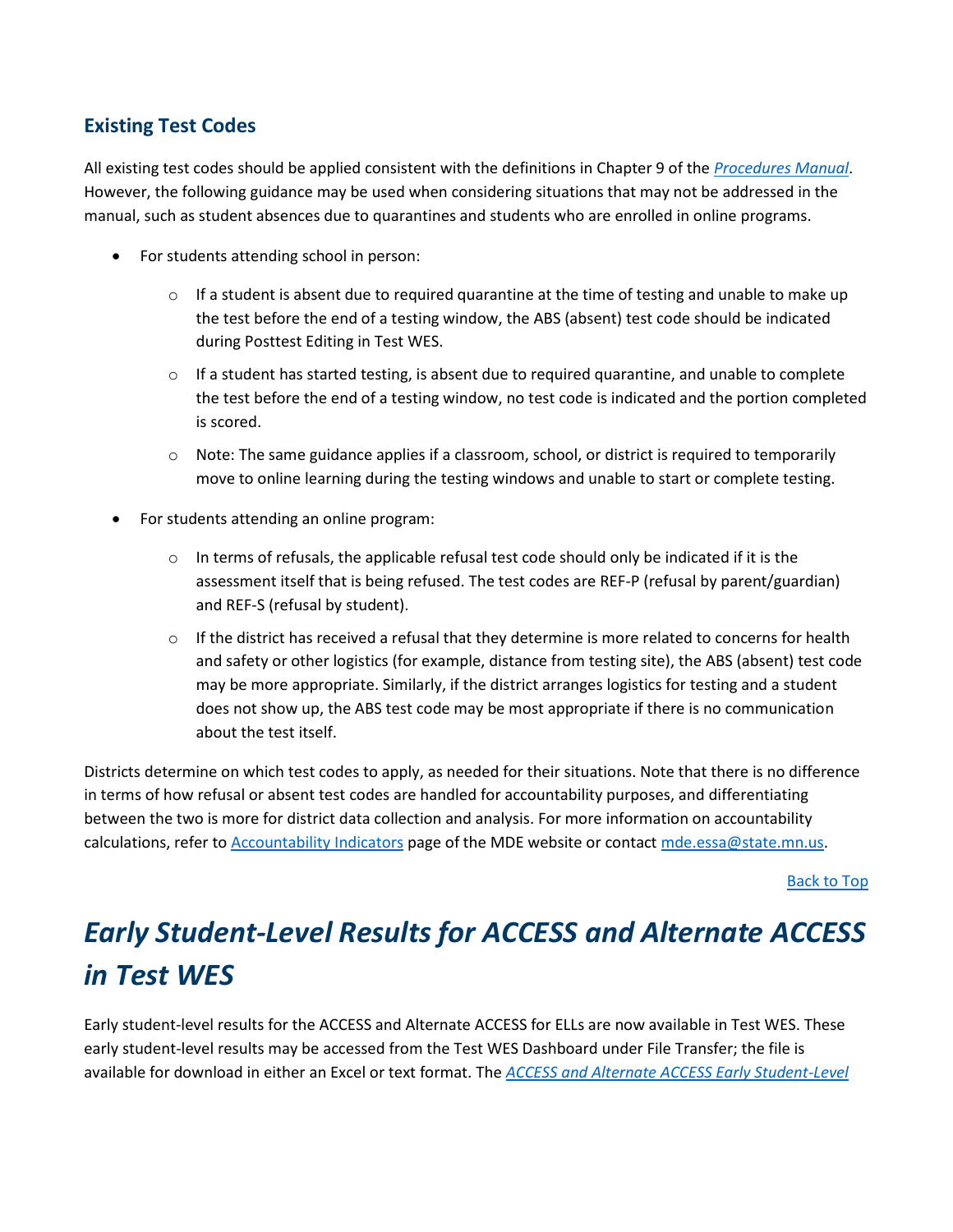## Existing Test Codes

All existing test codes should be applied consistent with the definitions in Chapter 9 of the *[Procedures Manual](#)*. However, the following guidance may be used when considering situations that may not be addressed in the manual, such as student absences due to quarantines and students who are enrolled in online programs.

- For students attending school in person:
  - If a student is absent due to required quarantine at the time of testing and unable to make up the test before the end of a testing window, the ABS (absent) test code should be indicated during Posttest Editing in Test WES.
  - If a student has started testing, is absent due to required quarantine, and unable to complete the test before the end of a testing window, no test code is indicated and the portion completed is scored.
  - Note: The same guidance applies if a classroom, school, or district is required to temporarily move to online learning during the testing windows and unable to start or complete testing.
- For students attending an online program:
  - In terms of refusals, the applicable refusal test code should only be indicated if it is the assessment itself that is being refused. The test codes are REF-P (refusal by parent/guardian) and REF-S (refusal by student).
  - If the district has received a refusal that they determine is more related to concerns for health and safety or other logistics (for example, distance from testing site), the ABS (absent) test code may be more appropriate. Similarly, if the district arranges logistics for testing and a student does not show up, the ABS test code may be most appropriate if there is no communication about the test itself.

Districts determine on which test codes to apply, as needed for their situations. Note that there is no difference in terms of how refusal or absent test codes are handled for accountability purposes, and differentiating between the two is more for district data collection and analysis. For more information on accountability calculations, refer to [Accountability Indicators](#) page of the MDE website or contact [mde.essa@state.mn.us](mailto:mde.essa@state.mn.us).

[Back to Top](#)

# *Early Student-Level Results for ACCESS and Alternate ACCESS in Test WES*

Early student-level results for the ACCESS and Alternate ACCESS for ELLs are now available in Test WES. These early student-level results may be accessed from the Test WES Dashboard under File Transfer; the file is available for download in either an Excel or text format. The *[ACCESS and Alternate ACCESS Early Student-Level](#)*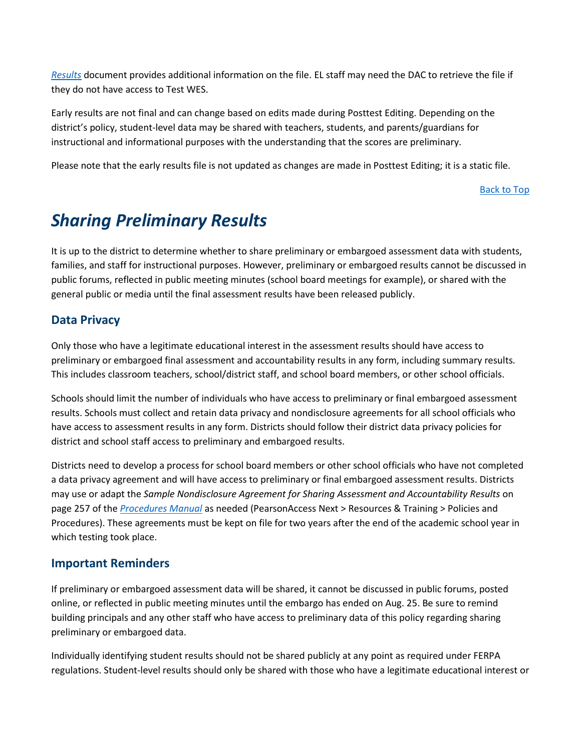*Results* document provides additional information on the file. EL staff may need the DAC to retrieve the file if they do not have access to Test WES.

Early results are not final and can change based on edits made during Posttest Editing. Depending on the district's policy, student-level data may be shared with teachers, students, and parents/guardians for instructional and informational purposes with the understanding that the scores are preliminary.

Please note that the early results file is not updated as changes are made in Posttest Editing; it is a static file.

Back to Top

## *Sharing Preliminary Results*

It is up to the district to determine whether to share preliminary or embargoed assessment data with students, families, and staff for instructional purposes. However, preliminary or embargoed results cannot be discussed in public forums, reflected in public meeting minutes (school board meetings for example), or shared with the general public or media until the final assessment results have been released publicly.

### Data Privacy

Only those who have a legitimate educational interest in the assessment results should have access to preliminary or embargoed final assessment and accountability results in any form, including summary results. This includes classroom teachers, school/district staff, and school board members, or other school officials.

Schools should limit the number of individuals who have access to preliminary or final embargoed assessment results. Schools must collect and retain data privacy and nondisclosure agreements for all school officials who have access to assessment results in any form. Districts should follow their district data privacy policies for district and school staff access to preliminary and embargoed results.

Districts need to develop a process for school board members or other school officials who have not completed a data privacy agreement and will have access to preliminary or final embargoed assessment results. Districts may use or adapt the *Sample Nondisclosure Agreement for Sharing Assessment and Accountability Results* on page 257 of the *Procedures Manual* as needed (PearsonAccess Next > Resources & Training > Policies and Procedures). These agreements must be kept on file for two years after the end of the academic school year in which testing took place.

### Important Reminders

If preliminary or embargoed assessment data will be shared, it cannot be discussed in public forums, posted online, or reflected in public meeting minutes until the embargo has ended on Aug. 25. Be sure to remind building principals and any other staff who have access to preliminary data of this policy regarding sharing preliminary or embargoed data.

Individually identifying student results should not be shared publicly at any point as required under FERPA regulations. Student-level results should only be shared with those who have a legitimate educational interest or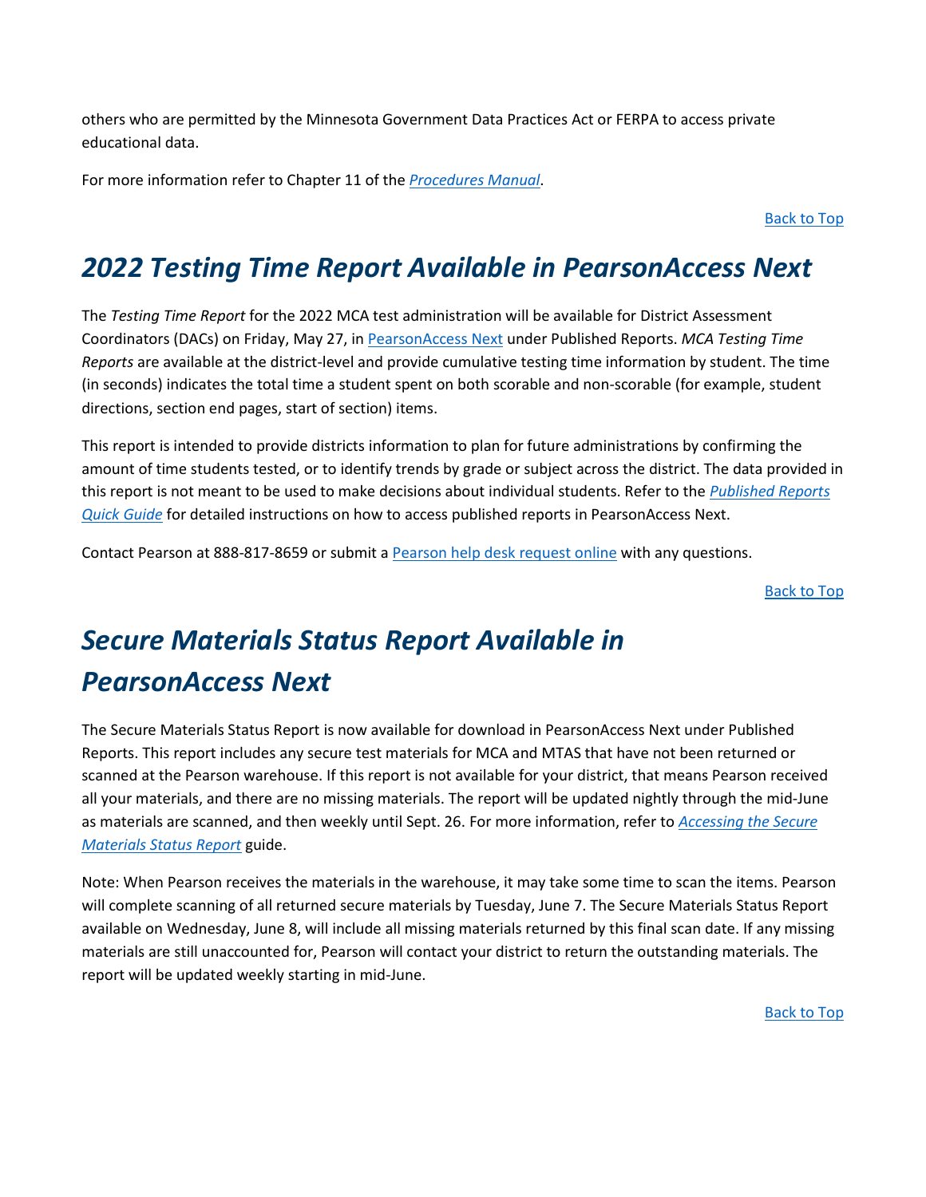others who are permitted by the Minnesota Government Data Practices Act or FERPA to access private educational data.

For more information refer to Chapter 11 of the *Procedures Manual*.

Back to Top

# *2022 Testing Time Report Available in PearsonAccess Next*

The *Testing Time Report* for the 2022 MCA test administration will be available for District Assessment Coordinators (DACs) on Friday, May 27, in PearsonAccess Next under Published Reports. *MCA Testing Time Reports* are available at the district-level and provide cumulative testing time information by student. The time (in seconds) indicates the total time a student spent on both scorable and non-scorable (for example, student directions, section end pages, start of section) items.

This report is intended to provide districts information to plan for future administrations by confirming the amount of time students tested, or to identify trends by grade or subject across the district. The data provided in this report is not meant to be used to make decisions about individual students. Refer to the *Published Reports Quick Guide* for detailed instructions on how to access published reports in PearsonAccess Next.

Contact Pearson at 888-817-8659 or submit a Pearson help desk request online with any questions.

Back to Top

# *Secure Materials Status Report Available in PearsonAccess Next*

The Secure Materials Status Report is now available for download in PearsonAccess Next under Published Reports. This report includes any secure test materials for MCA and MTAS that have not been returned or scanned at the Pearson warehouse. If this report is not available for your district, that means Pearson received all your materials, and there are no missing materials. The report will be updated nightly through the mid-June as materials are scanned, and then weekly until Sept. 26. For more information, refer to *Accessing the Secure Materials Status Report* guide.

Note: When Pearson receives the materials in the warehouse, it may take some time to scan the items. Pearson will complete scanning of all returned secure materials by Tuesday, June 7. The Secure Materials Status Report available on Wednesday, June 8, will include all missing materials returned by this final scan date. If any missing materials are still unaccounted for, Pearson will contact your district to return the outstanding materials. The report will be updated weekly starting in mid-June.

Back to Top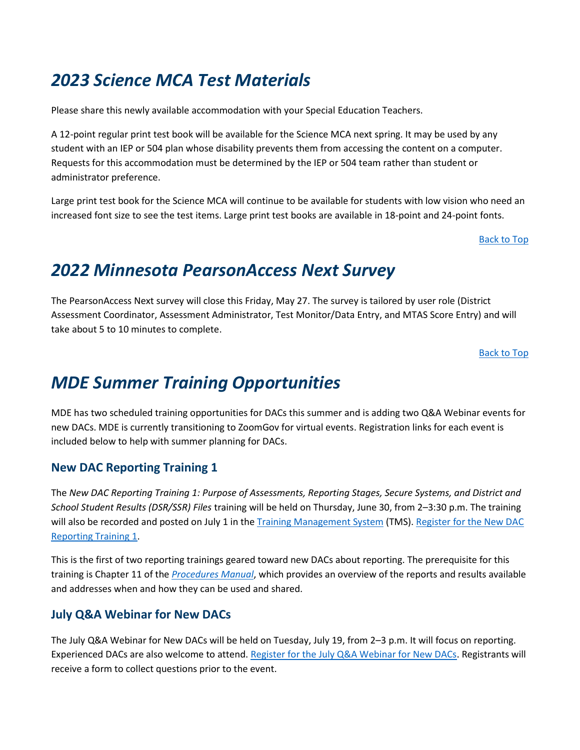# *2023 Science MCA Test Materials*

Please share this newly available accommodation with your Special Education Teachers.

A 12-point regular print test book will be available for the Science MCA next spring. It may be used by any student with an IEP or 504 plan whose disability prevents them from accessing the content on a computer. Requests for this accommodation must be determined by the IEP or 504 team rather than student or administrator preference.

Large print test book for the Science MCA will continue to be available for students with low vision who need an increased font size to see the test items. Large print test books are available in 18-point and 24-point fonts.

Back to Top

# *2022 Minnesota PearsonAccess Next Survey*

The PearsonAccess Next survey will close this Friday, May 27. The survey is tailored by user role (District Assessment Coordinator, Assessment Administrator, Test Monitor/Data Entry, and MTAS Score Entry) and will take about 5 to 10 minutes to complete.

Back to Top

# *MDE Summer Training Opportunities*

MDE has two scheduled training opportunities for DACs this summer and is adding two Q&A Webinar events for new DACs. MDE is currently transitioning to ZoomGov for virtual events. Registration links for each event is included below to help with summer planning for DACs.

## New DAC Reporting Training 1

The *New DAC Reporting Training 1: Purpose of Assessments, Reporting Stages, Secure Systems, and District and School Student Results (DSR/SSR) Files* training will be held on Thursday, June 30, from 2–3:30 p.m. The training will also be recorded and posted on July 1 in the Training Management System (TMS). Register for the New DAC Reporting Training 1.

This is the first of two reporting trainings geared toward new DACs about reporting. The prerequisite for this training is Chapter 11 of the *Procedures Manual*, which provides an overview of the reports and results available and addresses when and how they can be used and shared.

## July Q&A Webinar for New DACs

The July Q&A Webinar for New DACs will be held on Tuesday, July 19, from 2–3 p.m. It will focus on reporting. Experienced DACs are also welcome to attend. Register for the July Q&A Webinar for New DACs. Registrants will receive a form to collect questions prior to the event.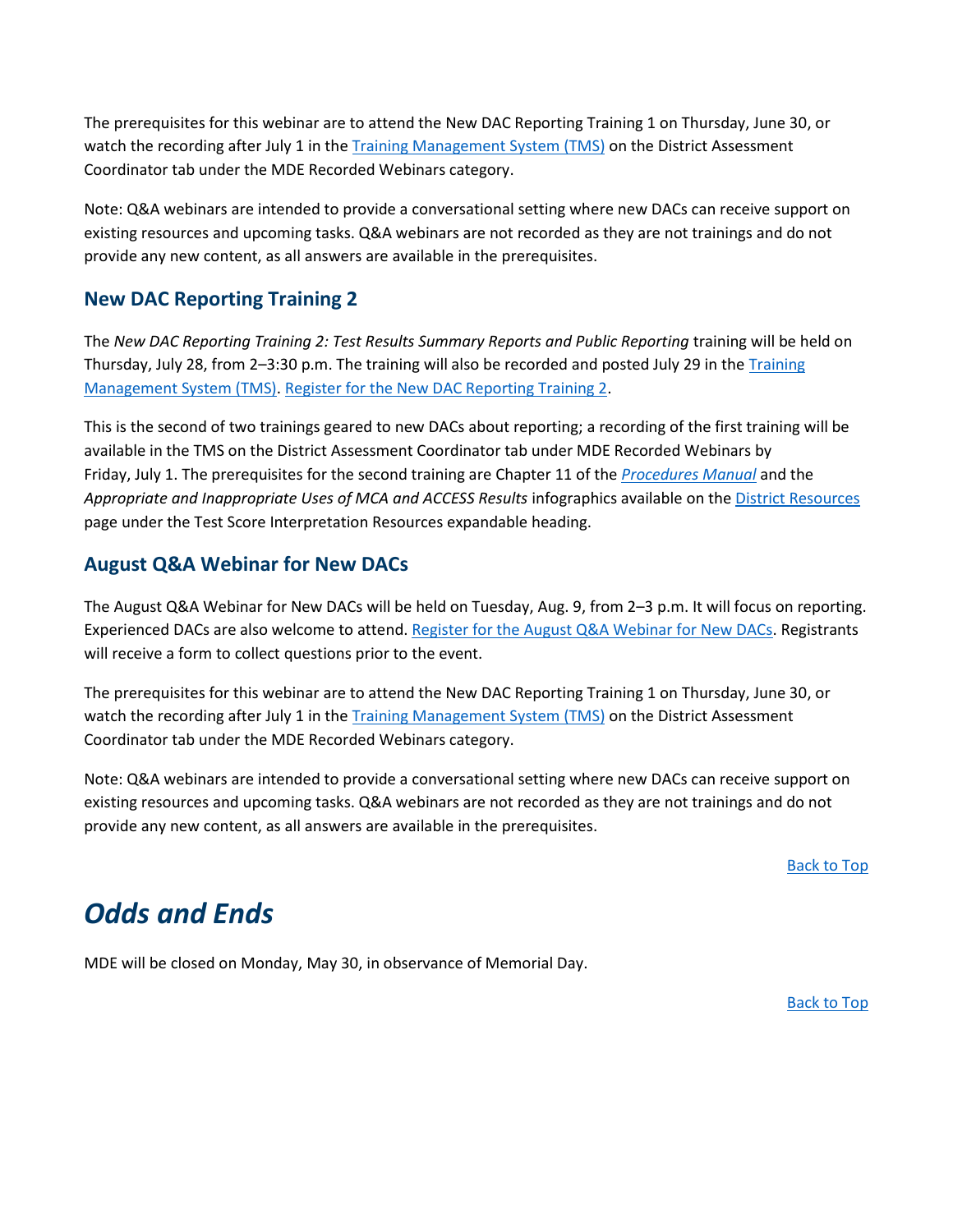The prerequisites for this webinar are to attend the New DAC Reporting Training 1 on Thursday, June 30, or watch the recording after July 1 in the [Training Management System (TMS)]() on the District Assessment Coordinator tab under the MDE Recorded Webinars category.

Note: Q&A webinars are intended to provide a conversational setting where new DACs can receive support on existing resources and upcoming tasks. Q&A webinars are not recorded as they are not trainings and do not provide any new content, as all answers are available in the prerequisites.

### New DAC Reporting Training 2

The *New DAC Reporting Training 2: Test Results Summary Reports and Public Reporting* training will be held on Thursday, July 28, from 2–3:30 p.m. The training will also be recorded and posted July 29 in the [Training Management System (TMS)](). [Register for the New DAC Reporting Training 2]().

This is the second of two trainings geared to new DACs about reporting; a recording of the first training will be available in the TMS on the District Assessment Coordinator tab under MDE Recorded Webinars by Friday, July 1. The prerequisites for the second training are Chapter 11 of the [*Procedures Manual*]() and the *Appropriate and Inappropriate Uses of MCA and ACCESS Results* infographics available on the [District Resources]() page under the Test Score Interpretation Resources expandable heading.

### August Q&A Webinar for New DACs

The August Q&A Webinar for New DACs will be held on Tuesday, Aug. 9, from 2–3 p.m. It will focus on reporting. Experienced DACs are also welcome to attend. [Register for the August Q&A Webinar for New DACs](). Registrants will receive a form to collect questions prior to the event.

The prerequisites for this webinar are to attend the New DAC Reporting Training 1 on Thursday, June 30, or watch the recording after July 1 in the [Training Management System (TMS)]() on the District Assessment Coordinator tab under the MDE Recorded Webinars category.

Note: Q&A webinars are intended to provide a conversational setting where new DACs can receive support on existing resources and upcoming tasks. Q&A webinars are not recorded as they are not trainings and do not provide any new content, as all answers are available in the prerequisites.

[Back to Top]()

## *Odds and Ends*

MDE will be closed on Monday, May 30, in observance of Memorial Day.

[Back to Top]()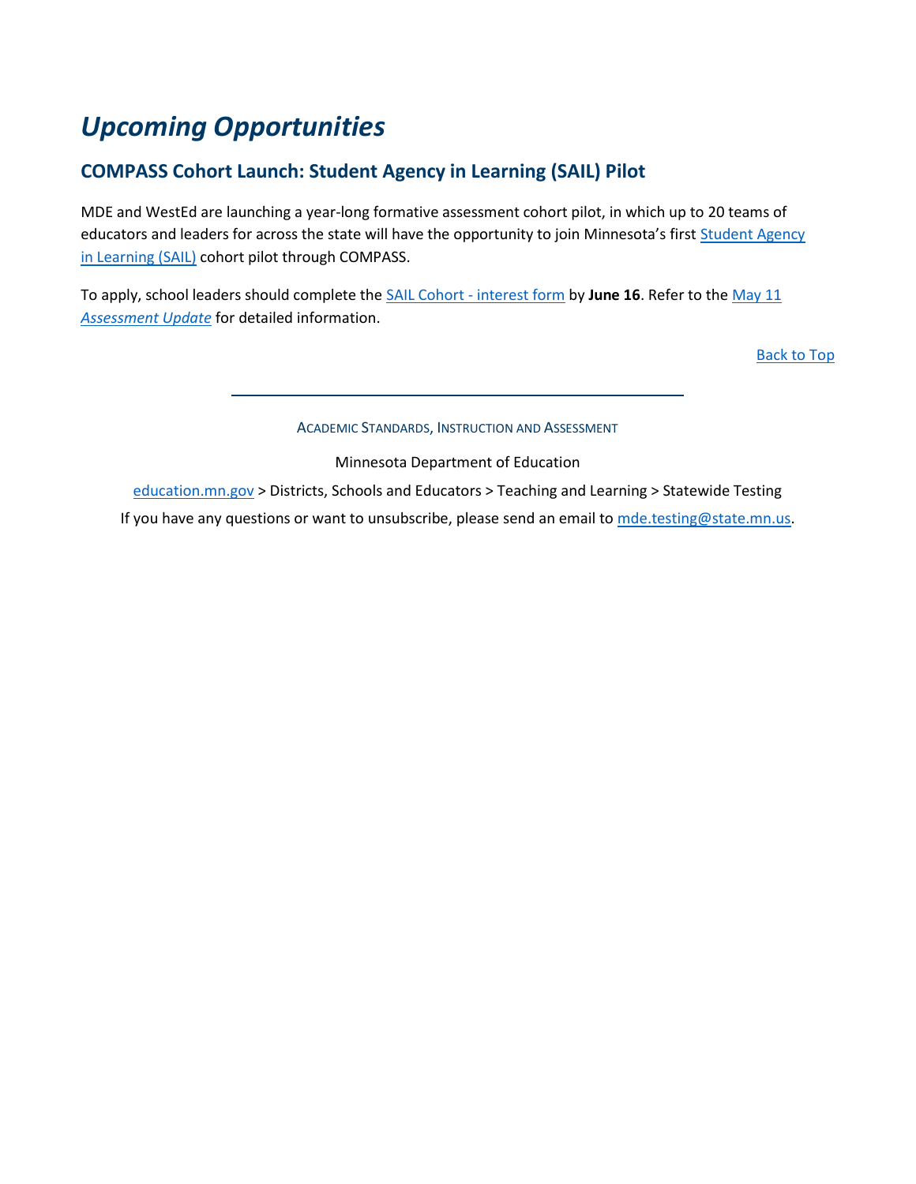# *Upcoming Opportunities*

## COMPASS Cohort Launch: Student Agency in Learning (SAIL) Pilot

MDE and WestEd are launching a year-long formative assessment cohort pilot, in which up to 20 teams of educators and leaders for across the state will have the opportunity to join Minnesota's first Student Agency in Learning (SAIL) cohort pilot through COMPASS.

To apply, school leaders should complete the SAIL Cohort - interest form by **June 16**. Refer to the May 11 *Assessment Update* for detailed information.

Back to Top

---

ACADEMIC STANDARDS, INSTRUCTION AND ASSESSMENT

Minnesota Department of Education

education.mn.gov > Districts, Schools and Educators > Teaching and Learning > Statewide Testing

If you have any questions or want to unsubscribe, please send an email to mde.testing@state.mn.us.